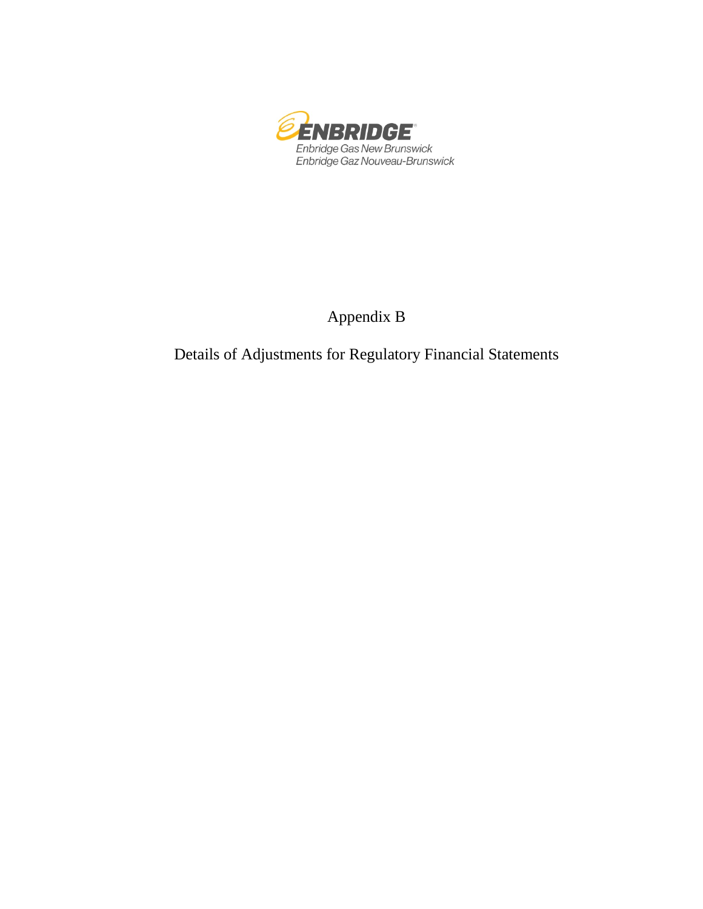ENBRIDGE

Enbridge Gas New Brunswick

Enbridge Gaz Nouveau-Brunswick

# Appendix B

## Details of Adjustments for Regulatory Financial Statements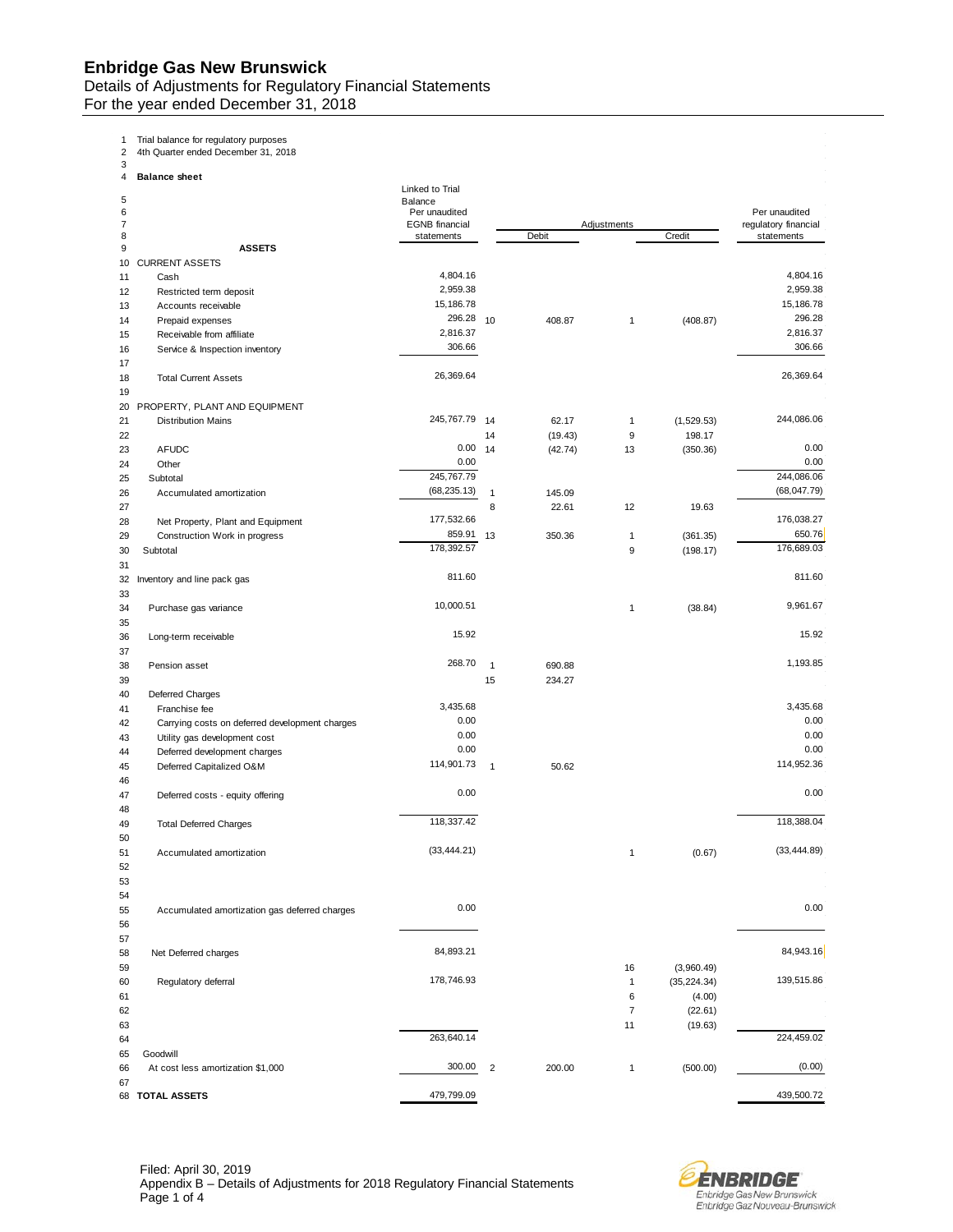# Enbridge Gas New Brunswick

Details of Adjustments for Regulatory Financial Statements
For the year ended December 31, 2018

| # | | Linked to Trial Balance Per unaudited EGNB financial statements | Adjustments | | | | Per unaudited regulatory financial statements |
|---|---|---|---|---|---|---|---|
| | | | | Debit | | Credit | |
| 1 | Trial balance for regulatory purposes | | | | | | |
| 2 | 4th Quarter ended December 31, 2018 | | | | | | |
| 3 | | | | | | | |
| 4 | **Balance sheet** | | | | | | |
| 9 | **ASSETS** | | | | | | |
| 10 | CURRENT ASSETS | | | | | | |
| 11 | Cash | 4,804.16 | | | | | 4,804.16 |
| 12 | Restricted term deposit | 2,959.38 | | | | | 2,959.38 |
| 13 | Accounts receivable | 15,186.78 | | | | | 15,186.78 |
| 14 | Prepaid expenses | 296.28 | 10 | 408.87 | 1 | (408.87) | 296.28 |
| 15 | Receivable from affiliate | 2,816.37 | | | | | 2,816.37 |
| 16 | Service & Inspection inventory | 306.66 | | | | | 306.66 |
| 17 | | | | | | | |
| 18 | Total Current Assets | 26,369.64 | | | | | 26,369.64 |
| 19 | | | | | | | |
| 20 | PROPERTY, PLANT AND EQUIPMENT | | | | | | |
| 21 | Distribution Mains | 245,767.79 | 14 | 62.17 | 1 | (1,529.53) | 244,086.06 |
| 22 | | | 14 | (19.43) | 9 | 198.17 | |
| 23 | AFUDC | 0.00 | 14 | (42.74) | 13 | (350.36) | 0.00 |
| 24 | Other | 0.00 | | | | | 0.00 |
| 25 | Subtotal | 245,767.79 | | | | | 244,086.06 |
| 26 | Accumulated amortization | (68,235.13) | 1 | 145.09 | | | (68,047.79) |
| 27 | | | 8 | 22.61 | 12 | 19.63 | |
| 28 | Net Property, Plant and Equipment | 177,532.66 | | | | | 176,038.27 |
| 29 | Construction Work in progress | 859.91 | 13 | 350.36 | 1 | (361.35) | 650.76 |
| 30 | Subtotal | 178,392.57 | | | 9 | (198.17) | 176,689.03 |
| 31 | | | | | | | |
| 32 | Inventory and line pack gas | 811.60 | | | | | 811.60 |
| 33 | | | | | | | |
| 34 | Purchase gas variance | 10,000.51 | | | 1 | (38.84) | 9,961.67 |
| 35 | | | | | | | |
| 36 | Long-term receivable | 15.92 | | | | | 15.92 |
| 37 | | | | | | | |
| 38 | Pension asset | 268.70 | 1 | 690.88 | | | 1,193.85 |
| 39 | | | 15 | 234.27 | | | |
| 40 | Deferred Charges | | | | | | |
| 41 | Franchise fee | 3,435.68 | | | | | 3,435.68 |
| 42 | Carrying costs on deferred development charges | 0.00 | | | | | 0.00 |
| 43 | Utility gas development cost | 0.00 | | | | | 0.00 |
| 44 | Deferred development charges | 0.00 | | | | | 0.00 |
| 45 | Deferred Capitalized O&M | 114,901.73 | 1 | 50.62 | | | 114,952.36 |
| 46 | | | | | | | |
| 47 | Deferred costs - equity offering | 0.00 | | | | | 0.00 |
| 48 | | | | | | | |
| 49 | Total Deferred Charges | 118,337.42 | | | | | 118,388.04 |
| 50 | | | | | | | |
| 51 | Accumulated amortization | (33,444.21) | | | 1 | (0.67) | (33,444.89) |
| 52 | | | | | | | |
| 53 | | | | | | | |
| 54 | | | | | | | |
| 55 | Accumulated amortization gas deferred charges | 0.00 | | | | | 0.00 |
| 56 | | | | | | | |
| 57 | | | | | | | |
| 58 | Net Deferred charges | 84,893.21 | | | | | 84,943.16 |
| 59 | | | | | 16 | (3,960.49) | |
| 60 | Regulatory deferral | 178,746.93 | | | 1 | (35,224.34) | 139,515.86 |
| 61 | | | | | 6 | (4.00) | |
| 62 | | | | | 7 | (22.61) | |
| 63 | | | | | 11 | (19.63) | |
| 64 | | 263,640.14 | | | | | 224,459.02 |
| 65 | Goodwill | | | | | | |
| 66 | At cost less amortization $1,000 | 300.00 | 2 | 200.00 | 1 | (500.00) | (0.00) |
| 67 | | | | | | | |
| 68 | **TOTAL ASSETS** | 479,799.09 | | | | | 439,500.72 |

Filed: April 30, 2019
Appendix B – Details of Adjustments for 2018 Regulatory Financial Statements
Page 1 of 4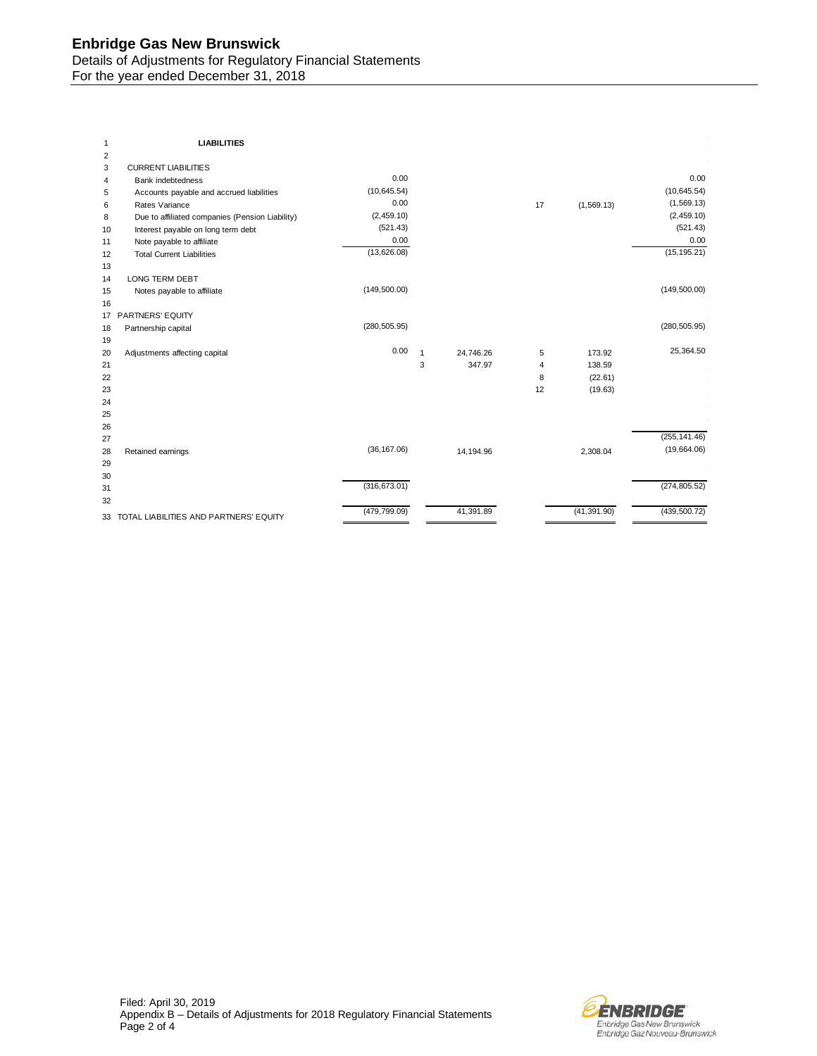# Enbridge Gas New Brunswick

Details of Adjustments for Regulatory Financial Statements
For the year ended December 31, 2018

| Line | Description | | Ref | Debit | Ref | Credit | |
|---|---|---|---|---|---|---|---|
| 1 | **LIABILITIES** | | | | | | |
| 2 | | | | | | | |
| 3 | CURRENT LIABILITIES | | | | | | |
| 4 | Bank indebtedness | 0.00 | | | | | 0.00 |
| 5 | Accounts payable and accrued liabilities | (10,645.54) | | | | | (10,645.54) |
| 6 | Rates Variance | 0.00 | | | 17 | (1,569.13) | (1,569.13) |
| 8 | Due to affiliated companies (Pension Liability) | (2,459.10) | | | | | (2,459.10) |
| 10 | Interest payable on long term debt | (521.43) | | | | | (521.43) |
| 11 | Note payable to affiliate | 0.00 | | | | | 0.00 |
| 12 | Total Current Liabilities | (13,626.08) | | | | | (15,195.21) |
| 13 | | | | | | | |
| 14 | LONG TERM DEBT | | | | | | |
| 15 | Notes payable to affiliate | (149,500.00) | | | | | (149,500.00) |
| 16 | | | | | | | |
| 17 | PARTNERS' EQUITY | | | | | | |
| 18 | Partnership capital | (280,505.95) | | | | | (280,505.95) |
| 19 | | | | | | | |
| 20 | Adjustments affecting capital | 0.00 | 1 | 24,746.26 | 5 | 173.92 | 25,364.50 |
| 21 | | | 3 | 347.97 | 4 | 138.59 | |
| 22 | | | | | 8 | (22.61) | |
| 23 | | | | | 12 | (19.63) | |
| 24 | | | | | | | |
| 25 | | | | | | | |
| 26 | | | | | | | |
| 27 | | | | | | | (255,141.46) |
| 28 | Retained earnings | (36,167.06) | | 14,194.96 | | 2,308.04 | (19,664.06) |
| 29 | | | | | | | |
| 30 | | | | | | | |
| 31 | | (316,673.01) | | | | | (274,805.52) |
| 32 | | | | | | | |
| 33 | TOTAL LIABILITIES AND PARTNERS' EQUITY | (479,799.09) | | 41,391.89 | | (41,391.90) | (439,500.72) |

Filed: April 30, 2019
Appendix B – Details of Adjustments for 2018 Regulatory Financial Statements
Page 2 of 4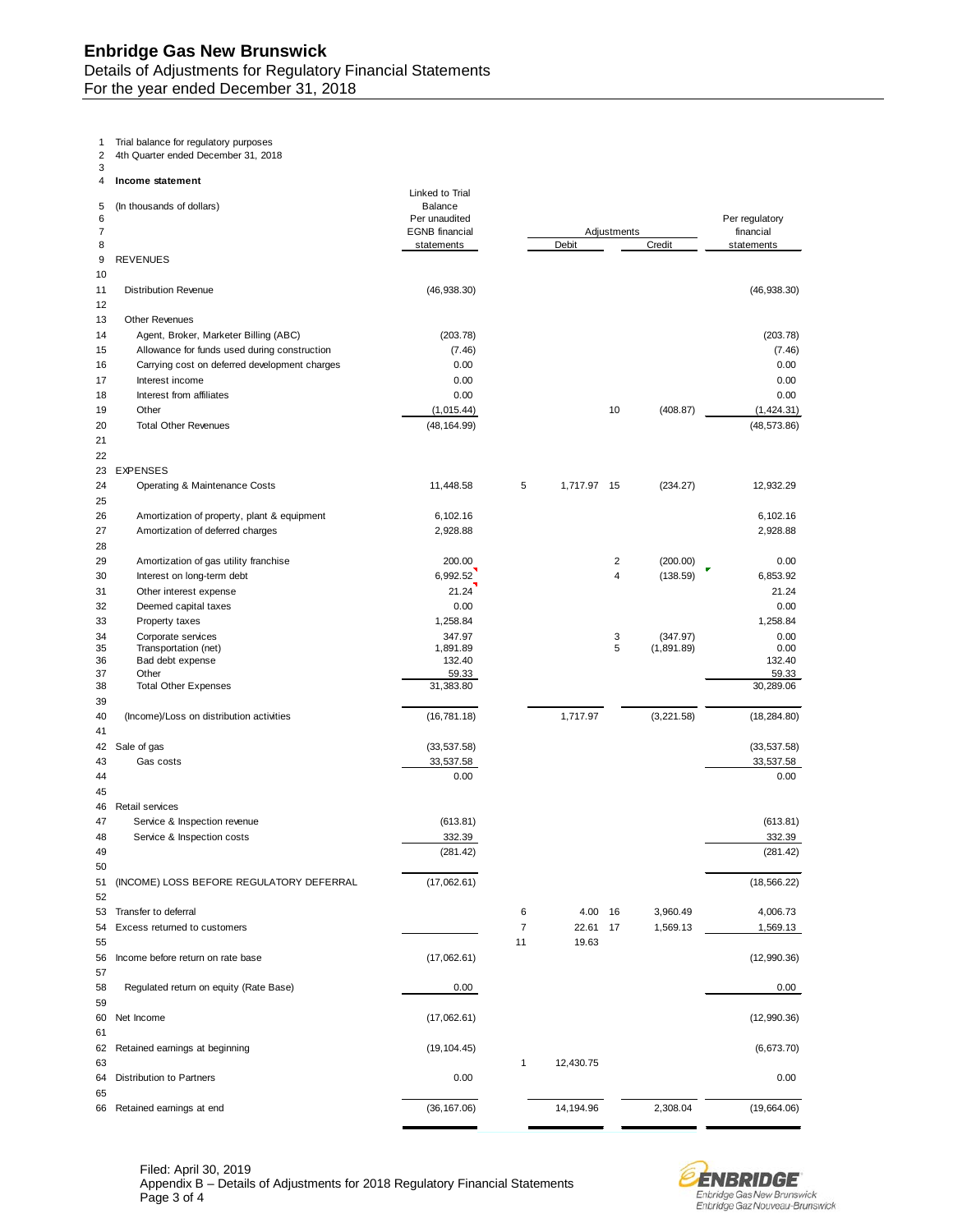# Enbridge Gas New Brunswick

Details of Adjustments for Regulatory Financial Statements
For the year ended December 31, 2018

| Line | | Linked to Trial Balance Per unaudited EGNB financial statements | Adj. # | Debit | Adj. # | Credit | Per regulatory financial statements |
|---|---|---|---|---|---|---|---|
| 1 | Trial balance for regulatory purposes | | | | | | |
| 2 | 4th Quarter ended December 31, 2018 | | | | | | |
| 3 | | | | | | | |
| 4 | **Income statement** | | | | | | |
| 5 | (In thousands of dollars) | | | | | | |
| 9 | REVENUES | | | | | | |
| 10 | | | | | | | |
| 11 | Distribution Revenue | (46,938.30) | | | | | (46,938.30) |
| 12 | | | | | | | |
| 13 | Other Revenues | | | | | | |
| 14 | Agent, Broker, Marketer Billing (ABC) | (203.78) | | | | | (203.78) |
| 15 | Allowance for funds used during construction | (7.46) | | | | | (7.46) |
| 16 | Carrying cost on deferred development charges | 0.00 | | | | | 0.00 |
| 17 | Interest income | 0.00 | | | | | 0.00 |
| 18 | Interest from affiliates | 0.00 | | | | | 0.00 |
| 19 | Other | (1,015.44) | | | 10 | (408.87) | (1,424.31) |
| 20 | Total Other Revenues | (48,164.99) | | | | | (48,573.86) |
| 21 | | | | | | | |
| 22 | | | | | | | |
| 23 | EXPENSES | | | | | | |
| 24 | Operating & Maintenance Costs | 11,448.58 | 5 | 1,717.97 | 15 | (234.27) | 12,932.29 |
| 25 | | | | | | | |
| 26 | Amortization of property, plant & equipment | 6,102.16 | | | | | 6,102.16 |
| 27 | Amortization of deferred charges | 2,928.88 | | | | | 2,928.88 |
| 28 | | | | | | | |
| 29 | Amortization of gas utility franchise | 200.00 | | | 2 | (200.00) | 0.00 |
| 30 | Interest on long-term debt | 6,992.52 | | | 4 | (138.59) | 6,853.92 |
| 31 | Other interest expense | 21.24 | | | | | 21.24 |
| 32 | Deemed capital taxes | 0.00 | | | | | 0.00 |
| 33 | Property taxes | 1,258.84 | | | | | 1,258.84 |
| 34 | Corporate services | 347.97 | | | 3 | (347.97) | 0.00 |
| 35 | Transportation (net) | 1,891.89 | | | 5 | (1,891.89) | 0.00 |
| 36 | Bad debt expense | 132.40 | | | | | 132.40 |
| 37 | Other | 59.33 | | | | | 59.33 |
| 38 | Total Other Expenses | 31,383.80 | | | | | 30,289.06 |
| 39 | | | | | | | |
| 40 | (Income)/Loss on distribution activities | (16,781.18) | | 1,717.97 | | (3,221.58) | (18,284.80) |
| 41 | | | | | | | |
| 42 | Sale of gas | (33,537.58) | | | | | (33,537.58) |
| 43 | Gas costs | 33,537.58 | | | | | 33,537.58 |
| 44 | | 0.00 | | | | | 0.00 |
| 45 | | | | | | | |
| 46 | Retail services | | | | | | |
| 47 | Service & Inspection revenue | (613.81) | | | | | (613.81) |
| 48 | Service & Inspection costs | 332.39 | | | | | 332.39 |
| 49 | | (281.42) | | | | | (281.42) |
| 50 | | | | | | | |
| 51 | (INCOME) LOSS BEFORE REGULATORY DEFERRAL | (17,062.61) | | | | | (18,566.22) |
| 52 | | | | | | | |
| 53 | Transfer to deferral | | 6 | 4.00 | 16 | 3,960.49 | 4,006.73 |
| 54 | Excess returned to customers | | 7 | 22.61 | 17 | 1,569.13 | 1,569.13 |
| 55 | | | 11 | 19.63 | | | |
| 56 | Income before return on rate base | (17,062.61) | | | | | (12,990.36) |
| 57 | | | | | | | |
| 58 | Regulated return on equity (Rate Base) | 0.00 | | | | | 0.00 |
| 59 | | | | | | | |
| 60 | Net Income | (17,062.61) | | | | | (12,990.36) |
| 61 | | | | | | | |
| 62 | Retained earnings at beginning | (19,104.45) | | | | | (6,673.70) |
| 63 | | | 1 | 12,430.75 | | | |
| 64 | Distribution to Partners | 0.00 | | | | | 0.00 |
| 65 | | | | | | | |
| 66 | Retained earnings at end | (36,167.06) | | 14,194.96 | | 2,308.04 | (19,664.06) |

Filed: April 30, 2019
Appendix B – Details of Adjustments for 2018 Regulatory Financial Statements
Page 3 of 4

Enbridge Gas New Brunswick
Enbridge Gaz Nouveau-Brunswick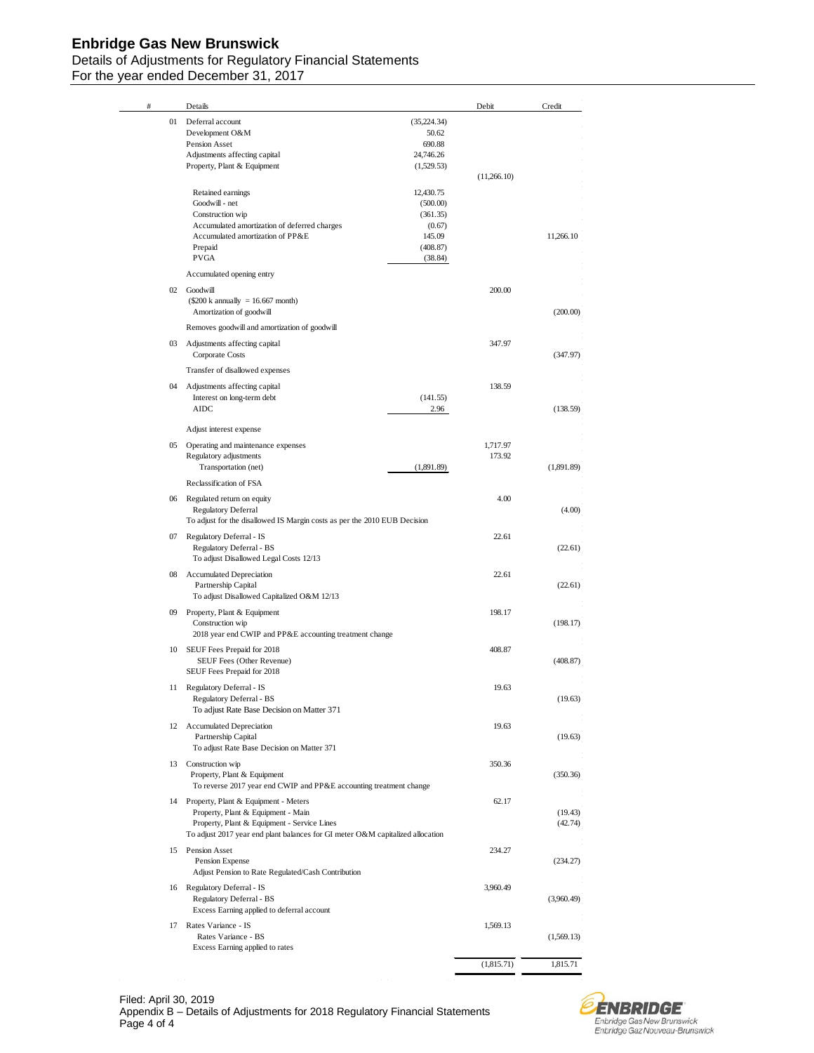# Enbridge Gas New Brunswick

Details of Adjustments for Regulatory Financial Statements
For the year ended December 31, 2017

| # | Details | | Debit | Credit |
|---|---|---|---|---|
| 01 | Deferral account | (35,224.34) | | |
| | Development O&M | 50.62 | | |
| | Pension Asset | 690.88 | | |
| | Adjustments affecting capital | 24,746.26 | | |
| | Property, Plant & Equipment | (1,529.53) | | |
| | | | (11,266.10) | |
| | Retained earnings | 12,430.75 | | |
| | Goodwill - net | (500.00) | | |
| | Construction wip | (361.35) | | |
| | Accumulated amortization of deferred charges | (0.67) | | |
| | Accumulated amortization of PP&E | 145.09 | | 11,266.10 |
| | Prepaid | (408.87) | | |
| | PVGA | (38.84) | | |
| | Accumulated opening entry | | | |
| 02 | Goodwill | | 200.00 | |
| | ($200 k annually = 16.667 month) | | | |
| | Amortization of goodwill | | | (200.00) |
| | Removes goodwill and amortization of goodwill | | | |
| 03 | Adjustments affecting capital | | 347.97 | |
| | Corporate Costs | | | (347.97) |
| | Transfer of disallowed expenses | | | |
| 04 | Adjustments affecting capital | | 138.59 | |
| | Interest on long-term debt | (141.55) | | |
| | AIDC | 2.96 | | (138.59) |
| | Adjust interest expense | | | |
| 05 | Operating and maintenance expenses | | 1,717.97 | |
| | Regulatory adjustments | | 173.92 | |
| | Transportation (net) | (1,891.89) | | (1,891.89) |
| | Reclassification of FSA | | | |
| 06 | Regulated return on equity | | 4.00 | |
| | Regulatory Deferral | | | (4.00) |
| | To adjust for the disallowed IS Margin costs as per the 2010 EUB Decision | | | |
| 07 | Regulatory Deferral - IS | | 22.61 | |
| | Regulatory Deferral - BS | | | (22.61) |
| | To adjust Disallowed Legal Costs 12/13 | | | |
| 08 | Accumulated Depreciation | | 22.61 | |
| | Partnership Capital | | | (22.61) |
| | To adjust Disallowed Capitalized O&M 12/13 | | | |
| 09 | Property, Plant & Equipment | | 198.17 | |
| | Construction wip | | | (198.17) |
| | 2018 year end CWIP and PP&E accounting treatment change | | | |
| 10 | SEUF Fees Prepaid for 2018 | | 408.87 | |
| | SEUF Fees (Other Revenue) | | | (408.87) |
| | SEUF Fees Prepaid for 2018 | | | |
| 11 | Regulatory Deferral - IS | | 19.63 | |
| | Regulatory Deferral - BS | | | (19.63) |
| | To adjust Rate Base Decision on Matter 371 | | | |
| 12 | Accumulated Depreciation | | 19.63 | |
| | Partnership Capital | | | (19.63) |
| | To adjust Rate Base Decision on Matter 371 | | | |
| 13 | Construction wip | | 350.36 | |
| | Property, Plant & Equipment | | | (350.36) |
| | To reverse 2017 year end CWIP and PP&E accounting treatment change | | | |
| 14 | Property, Plant & Equipment - Meters | | 62.17 | |
| | Property, Plant & Equipment - Main | | | (19.43) |
| | Property, Plant & Equipment - Service Lines | | | (42.74) |
| | To adjust 2017 year end plant balances for GI meter O&M capitalized allocation | | | |
| 15 | Pension Asset | | 234.27 | |
| | Pension Expense | | | (234.27) |
| | Adjust Pension to Rate Regulated/Cash Contribution | | | |
| 16 | Regulatory Deferral - IS | | 3,960.49 | |
| | Regulatory Deferral - BS | | | (3,960.49) |
| | Excess Earning applied to deferral account | | | |
| 17 | Rates Variance - IS | | 1,569.13 | |
| | Rates Variance - BS | | | (1,569.13) |
| | Excess Earning applied to rates | | | |
| | | | (1,815.71) | 1,815.71 |

Filed: April 30, 2019
Appendix B – Details of Adjustments for 2018 Regulatory Financial Statements